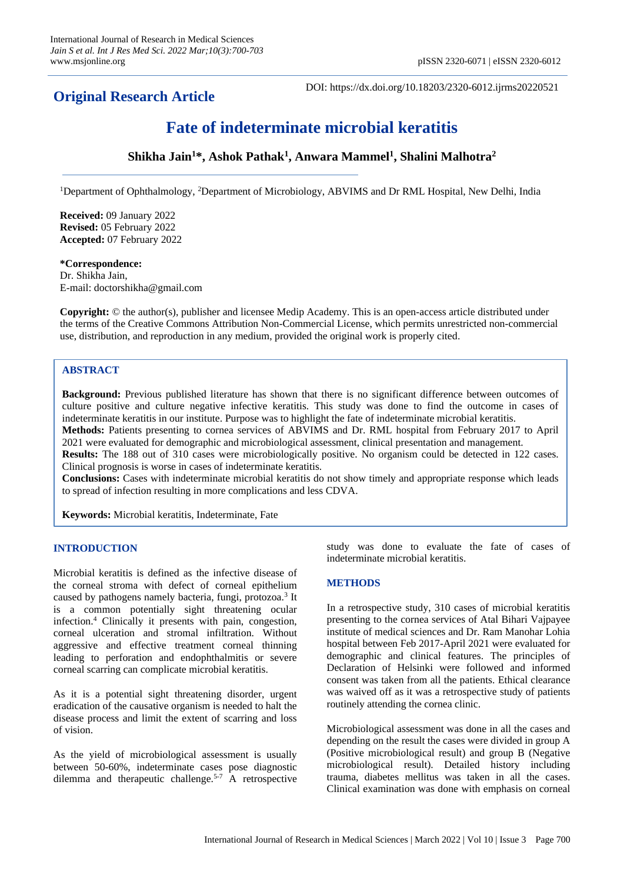## Original Research Article

DOI: https://dx.doi.org/10.18203/2320-6012.ijrms20220521

# Fate of indeterminate microbial keratitis

**Shikha Jain[1]*, Ashok Pathak[1], Anwara Mammel[1], Shalini Malhotra[2]**

[1]Department of Ophthalmology, [2]Department of Microbiology, ABVIMS and Dr RML Hospital, New Delhi, India

**Received:** 09 January 2022
**Revised:** 05 February 2022
**Accepted:** 07 February 2022

**\*Correspondence:**
Dr. Shikha Jain,
E-mail: doctorshikha@gmail.com

**Copyright:** © the author(s), publisher and licensee Medip Academy. This is an open-access article distributed under the terms of the Creative Commons Attribution Non-Commercial License, which permits unrestricted non-commercial use, distribution, and reproduction in any medium, provided the original work is properly cited.

## ABSTRACT

**Background:** Previous published literature has shown that there is no significant difference between outcomes of culture positive and culture negative infective keratitis. This study was done to find the outcome in cases of indeterminate keratitis in our institute. Purpose was to highlight the fate of indeterminate microbial keratitis.

**Methods:** Patients presenting to cornea services of ABVIMS and Dr. RML hospital from February 2017 to April 2021 were evaluated for demographic and microbiological assessment, clinical presentation and management.

**Results:** The 188 out of 310 cases were microbiologically positive. No organism could be detected in 122 cases. Clinical prognosis is worse in cases of indeterminate keratitis.

**Conclusions:** Cases with indeterminate microbial keratitis do not show timely and appropriate response which leads to spread of infection resulting in more complications and less CDVA.

**Keywords:** Microbial keratitis, Indeterminate, Fate

## INTRODUCTION

Microbial keratitis is defined as the infective disease of the corneal stroma with defect of corneal epithelium caused by pathogens namely bacteria, fungi, protozoa.[3] It is a common potentially sight threatening ocular infection.[4] Clinically it presents with pain, congestion, corneal ulceration and stromal infiltration. Without aggressive and effective treatment corneal thinning leading to perforation and endophthalmitis or severe corneal scarring can complicate microbial keratitis.

As it is a potential sight threatening disorder, urgent eradication of the causative organism is needed to halt the disease process and limit the extent of scarring and loss of vision.

As the yield of microbiological assessment is usually between 50-60%, indeterminate cases pose diagnostic dilemma and therapeutic challenge.[5-7] A retrospective study was done to evaluate the fate of cases of indeterminate microbial keratitis.

## METHODS

In a retrospective study, 310 cases of microbial keratitis presenting to the cornea services of Atal Bihari Vajpayee institute of medical sciences and Dr. Ram Manohar Lohia hospital between Feb 2017-April 2021 were evaluated for demographic and clinical features. The principles of Declaration of Helsinki were followed and informed consent was taken from all the patients. Ethical clearance was waived off as it was a retrospective study of patients routinely attending the cornea clinic.

Microbiological assessment was done in all the cases and depending on the result the cases were divided in group A (Positive microbiological result) and group B (Negative microbiological result). Detailed history including trauma, diabetes mellitus was taken in all the cases. Clinical examination was done with emphasis on corneal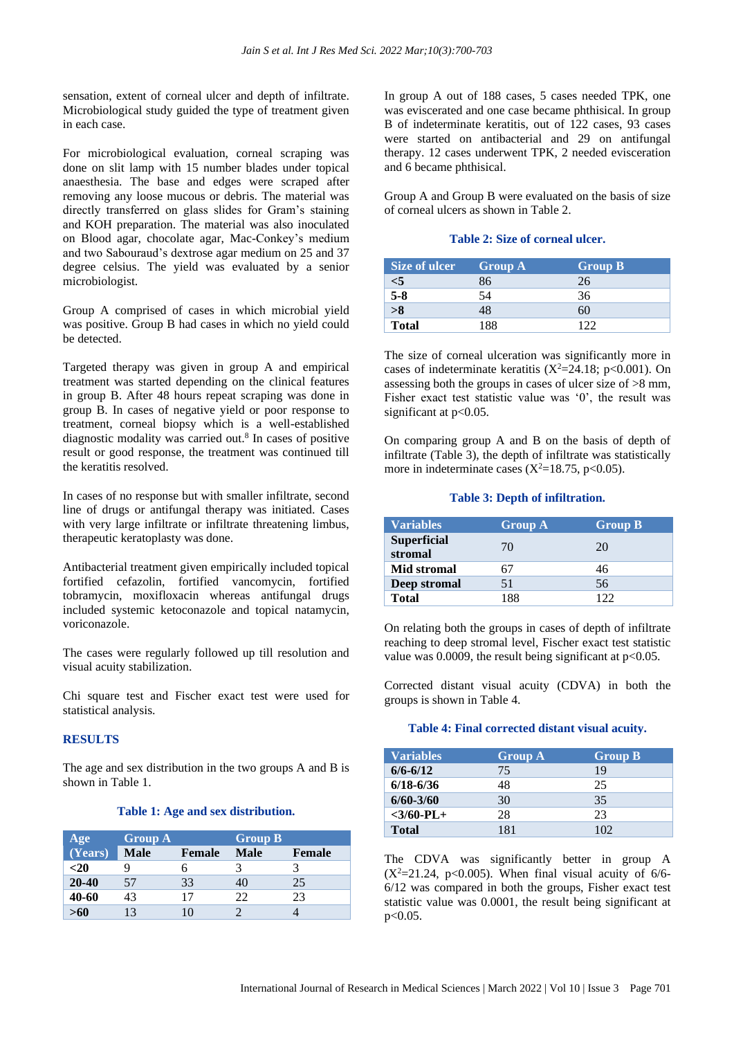sensation, extent of corneal ulcer and depth of infiltrate. Microbiological study guided the type of treatment given in each case.

For microbiological evaluation, corneal scraping was done on slit lamp with 15 number blades under topical anaesthesia. The base and edges were scraped after removing any loose mucous or debris. The material was directly transferred on glass slides for Gram's staining and KOH preparation. The material was also inoculated on Blood agar, chocolate agar, Mac-Conkey's medium and two Sabouraud's dextrose agar medium on 25 and 37 degree celsius. The yield was evaluated by a senior microbiologist.

Group A comprised of cases in which microbial yield was positive. Group B had cases in which no yield could be detected.

Targeted therapy was given in group A and empirical treatment was started depending on the clinical features in group B. After 48 hours repeat scraping was done in group B. In cases of negative yield or poor response to treatment, corneal biopsy which is a well-established diagnostic modality was carried out.[8] In cases of positive result or good response, the treatment was continued till the keratitis resolved.

In cases of no response but with smaller infiltrate, second line of drugs or antifungal therapy was initiated. Cases with very large infiltrate or infiltrate threatening limbus, therapeutic keratoplasty was done.

Antibacterial treatment given empirically included topical fortified cefazolin, fortified vancomycin, fortified tobramycin, moxifloxacin whereas antifungal drugs included systemic ketoconazole and topical natamycin, voriconazole.

The cases were regularly followed up till resolution and visual acuity stabilization.

Chi square test and Fischer exact test were used for statistical analysis.

## RESULTS

The age and sex distribution in the two groups A and B is shown in Table 1.

**Table 1: Age and sex distribution.**

| Age (Years) | Group A | | Group B | |
|---|---|---|---|---|
| | Male | Female | Male | Female |
| <20 | 9 | 6 | 3 | 3 |
| 20-40 | 57 | 33 | 40 | 25 |
| 40-60 | 43 | 17 | 22 | 23 |
| >60 | 13 | 10 | 2 | 4 |

In group A out of 188 cases, 5 cases needed TPK, one was eviscerated and one case became phthisical. In group B of indeterminate keratitis, out of 122 cases, 93 cases were started on antibacterial and 29 on antifungal therapy. 12 cases underwent TPK, 2 needed evisceration and 6 became phthisical.

Group A and Group B were evaluated on the basis of size of corneal ulcers as shown in Table 2.

**Table 2: Size of corneal ulcer.**

| Size of ulcer | Group A | Group B |
|---|---|---|
| <5 | 86 | 26 |
| 5-8 | 54 | 36 |
| >8 | 48 | 60 |
| Total | 188 | 122 |

The size of corneal ulceration was significantly more in cases of indeterminate keratitis ($X^2$=24.18; p<0.001). On assessing both the groups in cases of ulcer size of >8 mm, Fisher exact test statistic value was '0', the result was significant at p<0.05.

On comparing group A and B on the basis of depth of infiltrate (Table 3), the depth of infiltrate was statistically more in indeterminate cases ($X^2$=18.75, p<0.05).

**Table 3: Depth of infiltration.**

| Variables | Group A | Group B |
|---|---|---|
| Superficial stromal | 70 | 20 |
| Mid stromal | 67 | 46 |
| Deep stromal | 51 | 56 |
| Total | 188 | 122 |

On relating both the groups in cases of depth of infiltrate reaching to deep stromal level, Fischer exact test statistic value was 0.0009, the result being significant at p<0.05.

Corrected distant visual acuity (CDVA) in both the groups is shown in Table 4.

**Table 4: Final corrected distant visual acuity.**

| Variables | Group A | Group B |
|---|---|---|
| 6/6-6/12 | 75 | 19 |
| 6/18-6/36 | 48 | 25 |
| 6/60-3/60 | 30 | 35 |
| <3/60-PL+ | 28 | 23 |
| Total | 181 | 102 |

The CDVA was significantly better in group A ($X^2$=21.24, p<0.005). When final visual acuity of 6/6-6/12 was compared in both the groups, Fisher exact test statistic value was 0.0001, the result being significant at p<0.05.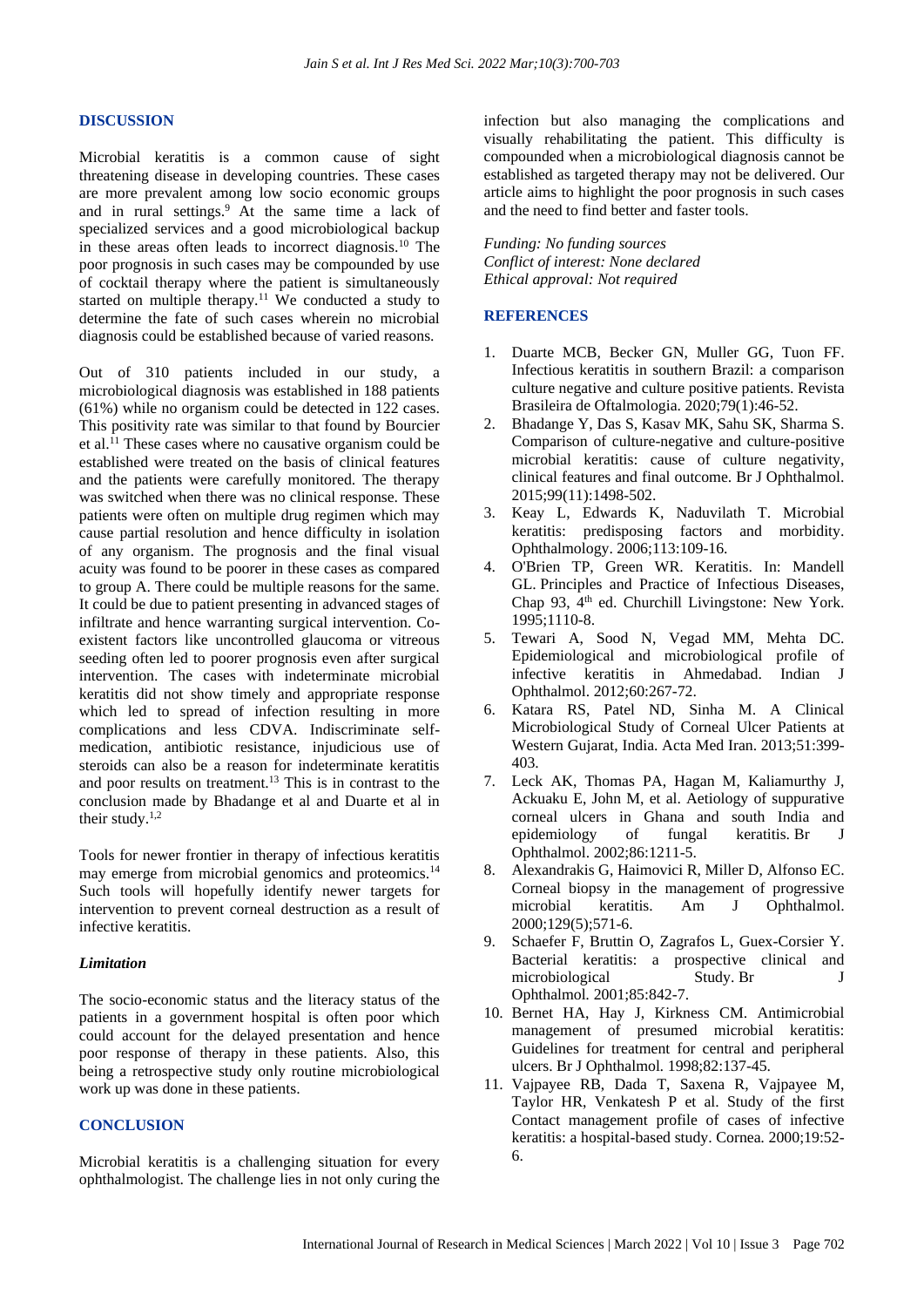## DISCUSSION

Microbial keratitis is a common cause of sight threatening disease in developing countries. These cases are more prevalent among low socio economic groups and in rural settings.[9] At the same time a lack of specialized services and a good microbiological backup in these areas often leads to incorrect diagnosis.[10] The poor prognosis in such cases may be compounded by use of cocktail therapy where the patient is simultaneously started on multiple therapy.[11] We conducted a study to determine the fate of such cases wherein no microbial diagnosis could be established because of varied reasons.

Out of 310 patients included in our study, a microbiological diagnosis was established in 188 patients (61%) while no organism could be detected in 122 cases. This positivity rate was similar to that found by Bourcier et al.[11] These cases where no causative organism could be established were treated on the basis of clinical features and the patients were carefully monitored. The therapy was switched when there was no clinical response. These patients were often on multiple drug regimen which may cause partial resolution and hence difficulty in isolation of any organism. The prognosis and the final visual acuity was found to be poorer in these cases as compared to group A. There could be multiple reasons for the same. It could be due to patient presenting in advanced stages of infiltrate and hence warranting surgical intervention. Co-existent factors like uncontrolled glaucoma or vitreous seeding often led to poorer prognosis even after surgical intervention. The cases with indeterminate microbial keratitis did not show timely and appropriate response which led to spread of infection resulting in more complications and less CDVA. Indiscriminate self-medication, antibiotic resistance, injudicious use of steroids can also be a reason for indeterminate keratitis and poor results on treatment.[13] This is in contrast to the conclusion made by Bhadange et al and Duarte et al in their study.[1,2]

Tools for newer frontier in therapy of infectious keratitis may emerge from microbial genomics and proteomics.[14] Such tools will hopefully identify newer targets for intervention to prevent corneal destruction as a result of infective keratitis.

### *Limitation*

The socio-economic status and the literacy status of the patients in a government hospital is often poor which could account for the delayed presentation and hence poor response of therapy in these patients. Also, this being a retrospective study only routine microbiological work up was done in these patients.

## CONCLUSION

Microbial keratitis is a challenging situation for every ophthalmologist. The challenge lies in not only curing the infection but also managing the complications and visually rehabilitating the patient. This difficulty is compounded when a microbiological diagnosis cannot be established as targeted therapy may not be delivered. Our article aims to highlight the poor prognosis in such cases and the need to find better and faster tools.

*Funding: No funding sources*
*Conflict of interest: None declared*
*Ethical approval: Not required*

## REFERENCES

1. Duarte MCB, Becker GN, Muller GG, Tuon FF. Infectious keratitis in southern Brazil: a comparison culture negative and culture positive patients. Revista Brasileira de Oftalmologia. 2020;79(1):46-52.
2. Bhadange Y, Das S, Kasav MK, Sahu SK, Sharma S. Comparison of culture-negative and culture-positive microbial keratitis: cause of culture negativity, clinical features and final outcome. Br J Ophthalmol. 2015;99(11):1498-502.
3. Keay L, Edwards K, Naduvilath T. Microbial keratitis: predisposing factors and morbidity. Ophthalmology. 2006;113:109-16.
4. O'Brien TP, Green WR. Keratitis. In: Mandell GL. Principles and Practice of Infectious Diseases, Chap 93, 4th ed. Churchill Livingstone: New York. 1995;1110-8.
5. Tewari A, Sood N, Vegad MM, Mehta DC. Epidemiological and microbiological profile of infective keratitis in Ahmedabad. Indian J Ophthalmol. 2012;60:267-72.
6. Katara RS, Patel ND, Sinha M. A Clinical Microbiological Study of Corneal Ulcer Patients at Western Gujarat, India. Acta Med Iran. 2013;51:399-403.
7. Leck AK, Thomas PA, Hagan M, Kaliamurthy J, Ackuaku E, John M, et al. Aetiology of suppurative corneal ulcers in Ghana and south India and epidemiology of fungal keratitis. Br J Ophthalmol. 2002;86:1211-5.
8. Alexandrakis G, Haimovici R, Miller D, Alfonso EC. Corneal biopsy in the management of progressive microbial keratitis. Am J Ophthalmol. 2000;129(5);571-6.
9. Schaefer F, Bruttin O, Zagrafos L, Guex-Corsier Y. Bacterial keratitis: a prospective clinical and microbiological Study. Br J Ophthalmol. 2001;85:842-7.
10. Bernet HA, Hay J, Kirkness CM. Antimicrobial management of presumed microbial keratitis: Guidelines for treatment for central and peripheral ulcers. Br J Ophthalmol. 1998;82:137-45.
11. Vajpayee RB, Dada T, Saxena R, Vajpayee M, Taylor HR, Venkatesh P et al. Study of the first Contact management profile of cases of infective keratitis: a hospital-based study. Cornea. 2000;19:52-6.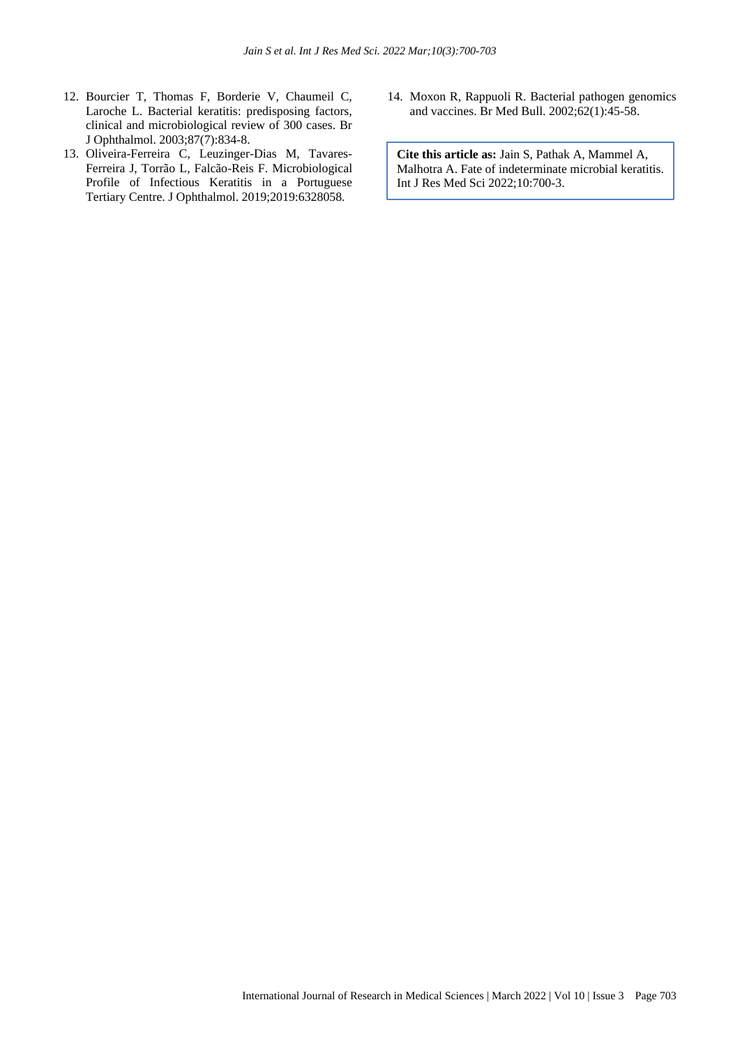12. Bourcier T, Thomas F, Borderie V, Chaumeil C, Laroche L. Bacterial keratitis: predisposing factors, clinical and microbiological review of 300 cases. Br J Ophthalmol. 2003;87(7):834-8.
13. Oliveira-Ferreira C, Leuzinger-Dias M, Tavares-Ferreira J, Torrão L, Falcão-Reis F. Microbiological Profile of Infectious Keratitis in a Portuguese Tertiary Centre. J Ophthalmol. 2019;2019:6328058.
14. Moxon R, Rappuoli R. Bacterial pathogen genomics and vaccines. Br Med Bull. 2002;62(1):45-58.

**Cite this article as:** Jain S, Pathak A, Mammel A, Malhotra A. Fate of indeterminate microbial keratitis. Int J Res Med Sci 2022;10:700-3.